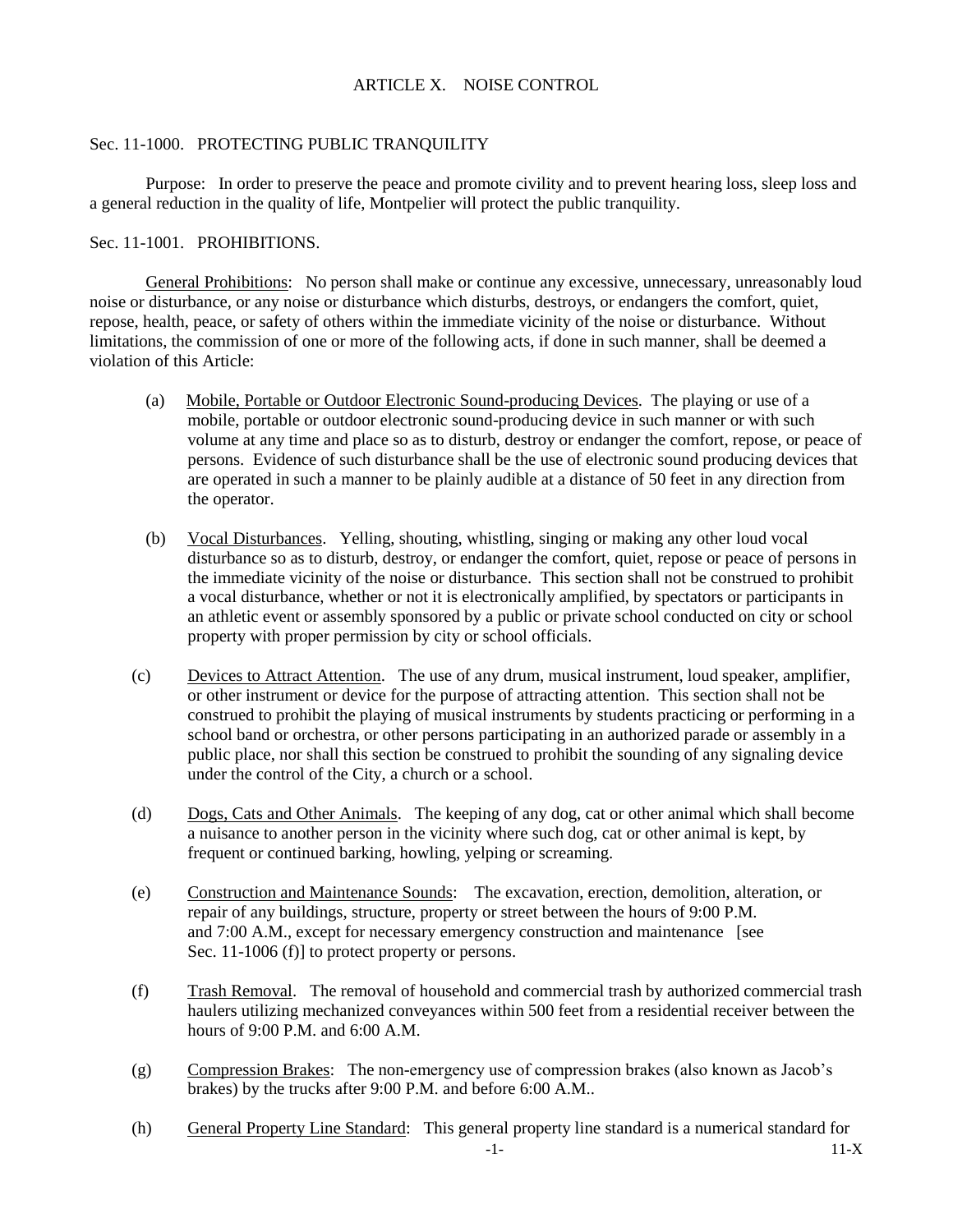# ARTICLE X. NOISE CONTROL

## Sec. 11-1000. PROTECTING PUBLIC TRANQUILITY

Purpose: In order to preserve the peace and promote civility and to prevent hearing loss, sleep loss and a general reduction in the quality of life, Montpelier will protect the public tranquility.

## Sec. 11-1001. PROHIBITIONS.

General Prohibitions: No person shall make or continue any excessive, unnecessary, unreasonably loud noise or disturbance, or any noise or disturbance which disturbs, destroys, or endangers the comfort, quiet, repose, health, peace, or safety of others within the immediate vicinity of the noise or disturbance. Without limitations, the commission of one or more of the following acts, if done in such manner, shall be deemed a violation of this Article:

(a) Mobile, Portable or Outdoor Electronic Sound-producing Devices. The playing or use of a mobile, portable or outdoor electronic sound-producing device in such manner or with such volume at any time and place so as to disturb, destroy or endanger the comfort, repose, or peace of persons. Evidence of such disturbance shall be the use of electronic sound producing devices that are operated in such a manner to be plainly audible at a distance of 50 feet in any direction from the operator.

(b) Vocal Disturbances. Yelling, shouting, whistling, singing or making any other loud vocal disturbance so as to disturb, destroy, or endanger the comfort, quiet, repose or peace of persons in the immediate vicinity of the noise or disturbance. This section shall not be construed to prohibit a vocal disturbance, whether or not it is electronically amplified, by spectators or participants in an athletic event or assembly sponsored by a public or private school conducted on city or school property with proper permission by city or school officials.

(c) Devices to Attract Attention. The use of any drum, musical instrument, loud speaker, amplifier, or other instrument or device for the purpose of attracting attention. This section shall not be construed to prohibit the playing of musical instruments by students practicing or performing in a school band or orchestra, or other persons participating in an authorized parade or assembly in a public place, nor shall this section be construed to prohibit the sounding of any signaling device under the control of the City, a church or a school.

(d) Dogs, Cats and Other Animals. The keeping of any dog, cat or other animal which shall become a nuisance to another person in the vicinity where such dog, cat or other animal is kept, by frequent or continued barking, howling, yelping or screaming.

(e) Construction and Maintenance Sounds: The excavation, erection, demolition, alteration, or repair of any buildings, structure, property or street between the hours of 9:00 P.M. and 7:00 A.M., except for necessary emergency construction and maintenance [see Sec. 11-1006 (f)] to protect property or persons.

(f) Trash Removal. The removal of household and commercial trash by authorized commercial trash haulers utilizing mechanized conveyances within 500 feet from a residential receiver between the hours of 9:00 P.M. and 6:00 A.M.

(g) Compression Brakes: The non-emergency use of compression brakes (also known as Jacob's brakes) by the trucks after 9:00 P.M. and before 6:00 A.M..

(h) General Property Line Standard: This general property line standard is a numerical standard for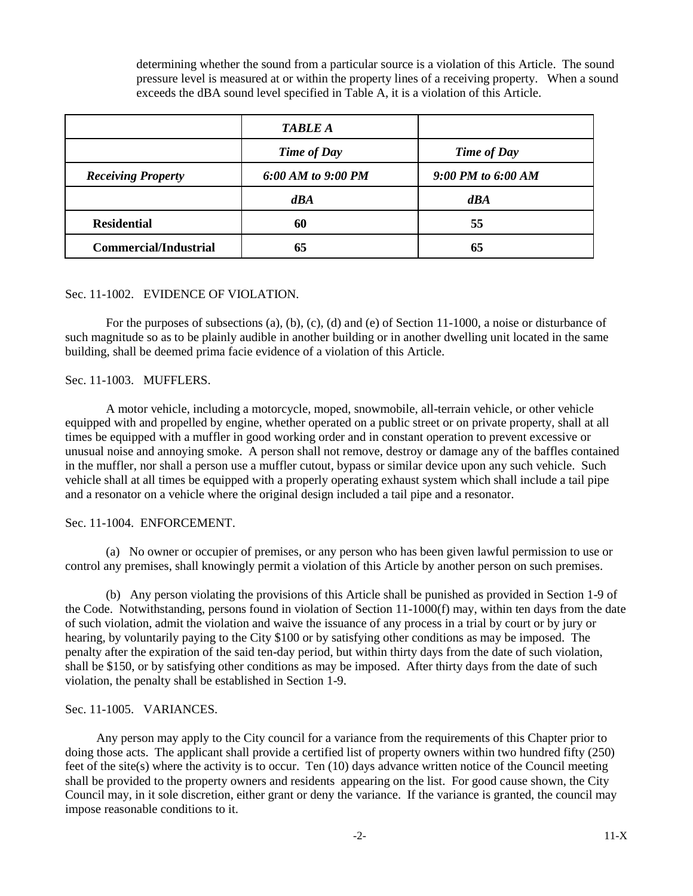determining whether the sound from a particular source is a violation of this Article. The sound pressure level is measured at or within the property lines of a receiving property. When a sound exceeds the dBA sound level specified in Table A, it is a violation of this Article.

| | ***TABLE A*** | |
|---|---|---|
| | ***Time of Day*** | ***Time of Day*** |
| ***Receiving Property*** | ***6:00 AM to 9:00 PM*** | ***9:00 PM to 6:00 AM*** |
| | ***dBA*** | ***dBA*** |
| **Residential** | **60** | **55** |
| **Commercial/Industrial** | **65** | **65** |

Sec. 11-1002. EVIDENCE OF VIOLATION.

For the purposes of subsections (a), (b), (c), (d) and (e) of Section 11-1000, a noise or disturbance of such magnitude so as to be plainly audible in another building or in another dwelling unit located in the same building, shall be deemed prima facie evidence of a violation of this Article.

Sec. 11-1003. MUFFLERS.

A motor vehicle, including a motorcycle, moped, snowmobile, all-terrain vehicle, or other vehicle equipped with and propelled by engine, whether operated on a public street or on private property, shall at all times be equipped with a muffler in good working order and in constant operation to prevent excessive or unusual noise and annoying smoke. A person shall not remove, destroy or damage any of the baffles contained in the muffler, nor shall a person use a muffler cutout, bypass or similar device upon any such vehicle. Such vehicle shall at all times be equipped with a properly operating exhaust system which shall include a tail pipe and a resonator on a vehicle where the original design included a tail pipe and a resonator.

Sec. 11-1004. ENFORCEMENT.

(a) No owner or occupier of premises, or any person who has been given lawful permission to use or control any premises, shall knowingly permit a violation of this Article by another person on such premises.

(b) Any person violating the provisions of this Article shall be punished as provided in Section 1-9 of the Code. Notwithstanding, persons found in violation of Section 11-1000(f) may, within ten days from the date of such violation, admit the violation and waive the issuance of any process in a trial by court or by jury or hearing, by voluntarily paying to the City $100 or by satisfying other conditions as may be imposed. The penalty after the expiration of the said ten-day period, but within thirty days from the date of such violation, shall be $150, or by satisfying other conditions as may be imposed. After thirty days from the date of such violation, the penalty shall be established in Section 1-9.

Sec. 11-1005. VARIANCES.

Any person may apply to the City council for a variance from the requirements of this Chapter prior to doing those acts. The applicant shall provide a certified list of property owners within two hundred fifty (250) feet of the site(s) where the activity is to occur. Ten (10) days advance written notice of the Council meeting shall be provided to the property owners and residents appearing on the list. For good cause shown, the City Council may, in it sole discretion, either grant or deny the variance. If the variance is granted, the council may impose reasonable conditions to it.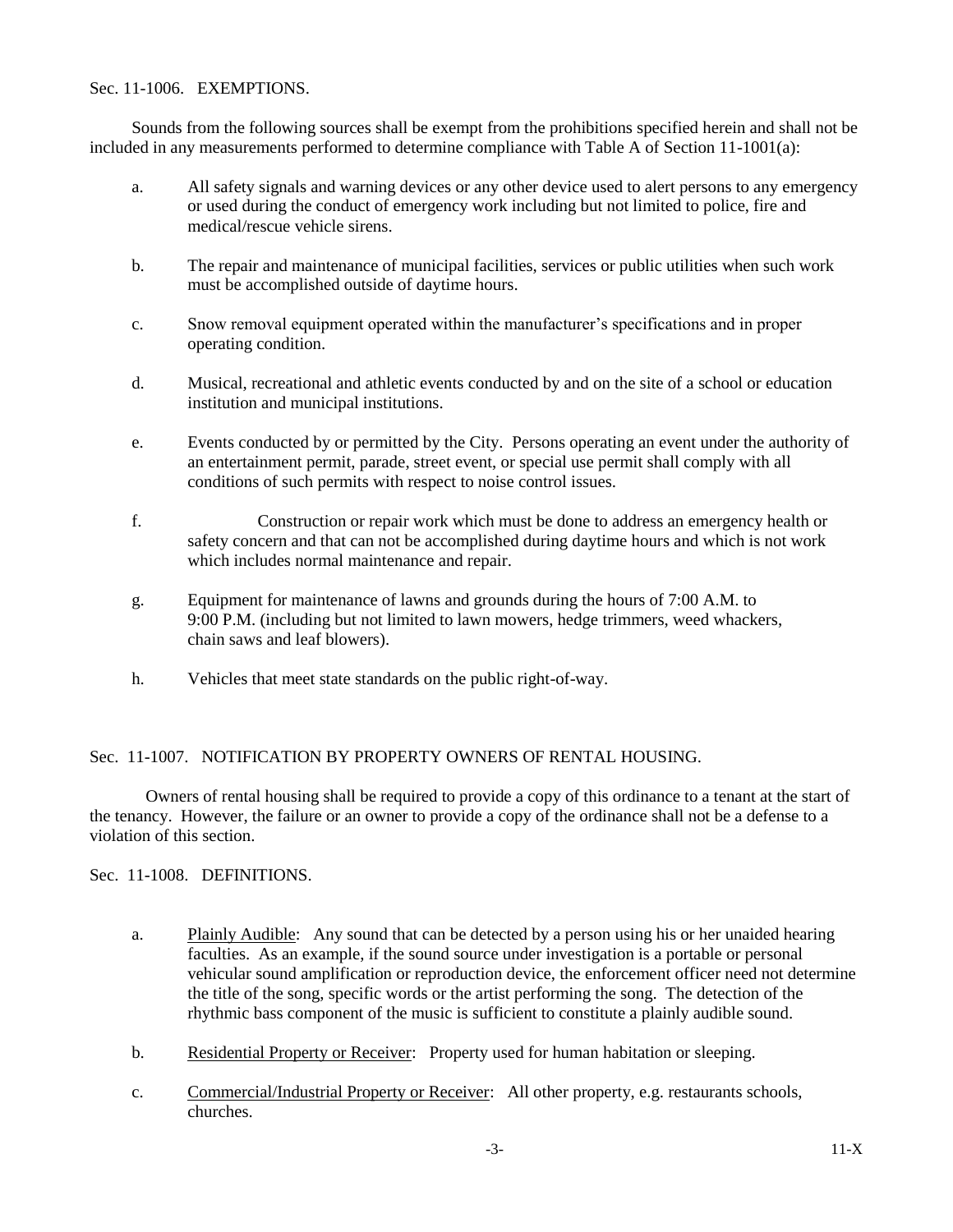Sec. 11-1006. EXEMPTIONS.

Sounds from the following sources shall be exempt from the prohibitions specified herein and shall not be included in any measurements performed to determine compliance with Table A of Section 11-1001(a):

a. All safety signals and warning devices or any other device used to alert persons to any emergency or used during the conduct of emergency work including but not limited to police, fire and medical/rescue vehicle sirens.

b. The repair and maintenance of municipal facilities, services or public utilities when such work must be accomplished outside of daytime hours.

c. Snow removal equipment operated within the manufacturer's specifications and in proper operating condition.

d. Musical, recreational and athletic events conducted by and on the site of a school or education institution and municipal institutions.

e. Events conducted by or permitted by the City. Persons operating an event under the authority of an entertainment permit, parade, street event, or special use permit shall comply with all conditions of such permits with respect to noise control issues.

f. Construction or repair work which must be done to address an emergency health or safety concern and that can not be accomplished during daytime hours and which is not work which includes normal maintenance and repair.

g. Equipment for maintenance of lawns and grounds during the hours of 7:00 A.M. to 9:00 P.M. (including but not limited to lawn mowers, hedge trimmers, weed whackers, chain saws and leaf blowers).

h. Vehicles that meet state standards on the public right-of-way.

Sec. 11-1007. NOTIFICATION BY PROPERTY OWNERS OF RENTAL HOUSING.

Owners of rental housing shall be required to provide a copy of this ordinance to a tenant at the start of the tenancy. However, the failure or an owner to provide a copy of the ordinance shall not be a defense to a violation of this section.

Sec. 11-1008. DEFINITIONS.

a. Plainly Audible: Any sound that can be detected by a person using his or her unaided hearing faculties. As an example, if the sound source under investigation is a portable or personal vehicular sound amplification or reproduction device, the enforcement officer need not determine the title of the song, specific words or the artist performing the song. The detection of the rhythmic bass component of the music is sufficient to constitute a plainly audible sound.

b. Residential Property or Receiver: Property used for human habitation or sleeping.

c. Commercial/Industrial Property or Receiver: All other property, e.g. restaurants schools, churches.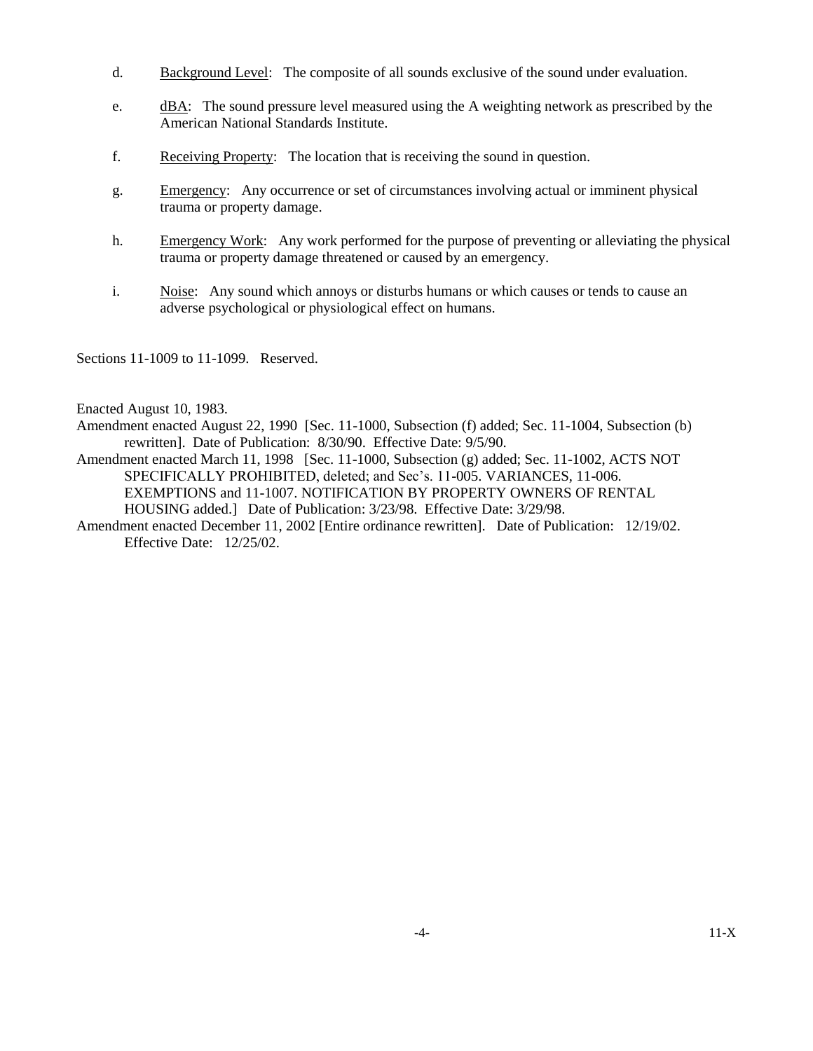d. Background Level: The composite of all sounds exclusive of the sound under evaluation.

e. dBA: The sound pressure level measured using the A weighting network as prescribed by the American National Standards Institute.

f. Receiving Property: The location that is receiving the sound in question.

g. Emergency: Any occurrence or set of circumstances involving actual or imminent physical trauma or property damage.

h. Emergency Work: Any work performed for the purpose of preventing or alleviating the physical trauma or property damage threatened or caused by an emergency.

i. Noise: Any sound which annoys or disturbs humans or which causes or tends to cause an adverse psychological or physiological effect on humans.

Sections 11-1009 to 11-1099. Reserved.

Enacted August 10, 1983.

Amendment enacted August 22, 1990 [Sec. 11-1000, Subsection (f) added; Sec. 11-1004, Subsection (b) rewritten]. Date of Publication: 8/30/90. Effective Date: 9/5/90.

Amendment enacted March 11, 1998 [Sec. 11-1000, Subsection (g) added; Sec. 11-1002, ACTS NOT SPECIFICALLY PROHIBITED, deleted; and Sec's. 11-005. VARIANCES, 11-006. EXEMPTIONS and 11-1007. NOTIFICATION BY PROPERTY OWNERS OF RENTAL HOUSING added.] Date of Publication: 3/23/98. Effective Date: 3/29/98.

Amendment enacted December 11, 2002 [Entire ordinance rewritten]. Date of Publication: 12/19/02. Effective Date: 12/25/02.